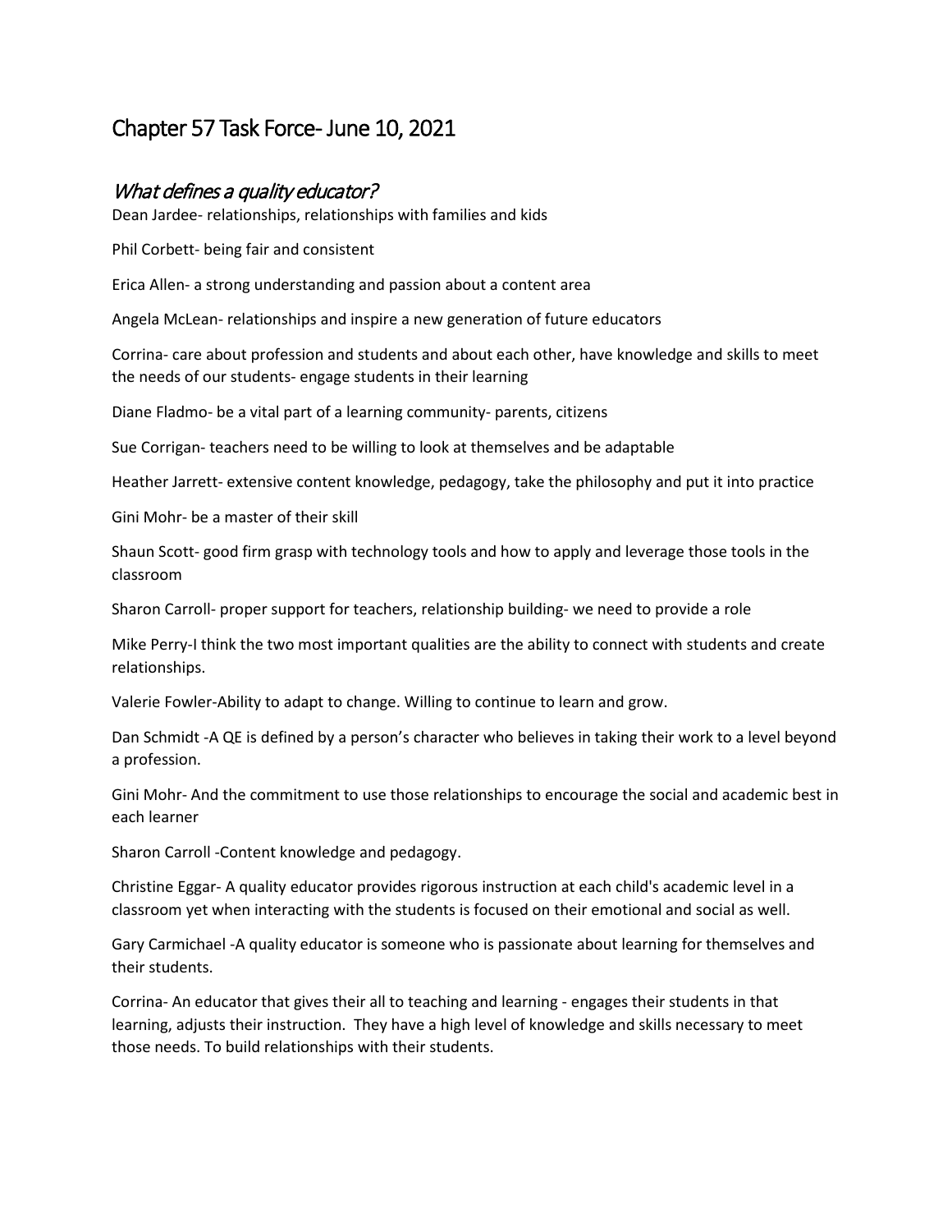# Chapter 57 Task Force- June 10, 2021

## *What defines a quality educator?*

Dean Jardee- relationships, relationships with families and kids

Phil Corbett- being fair and consistent

Erica Allen- a strong understanding and passion about a content area

Angela McLean- relationships and inspire a new generation of future educators

Corrina- care about profession and students and about each other, have knowledge and skills to meet the needs of our students- engage students in their learning

Diane Fladmo- be a vital part of a learning community- parents, citizens

Sue Corrigan- teachers need to be willing to look at themselves and be adaptable

Heather Jarrett- extensive content knowledge, pedagogy, take the philosophy and put it into practice

Gini Mohr- be a master of their skill

Shaun Scott- good firm grasp with technology tools and how to apply and leverage those tools in the classroom

Sharon Carroll- proper support for teachers, relationship building- we need to provide a role

Mike Perry-I think the two most important qualities are the ability to connect with students and create relationships.

Valerie Fowler-Ability to adapt to change. Willing to continue to learn and grow.

Dan Schmidt -A QE is defined by a person's character who believes in taking their work to a level beyond a profession.

Gini Mohr- And the commitment to use those relationships to encourage the social and academic best in each learner

Sharon Carroll -Content knowledge and pedagogy.

Christine Eggar- A quality educator provides rigorous instruction at each child's academic level in a classroom yet when interacting with the students is focused on their emotional and social as well.

Gary Carmichael -A quality educator is someone who is passionate about learning for themselves and their students.

Corrina- An educator that gives their all to teaching and learning - engages their students in that learning, adjusts their instruction. They have a high level of knowledge and skills necessary to meet those needs. To build relationships with their students.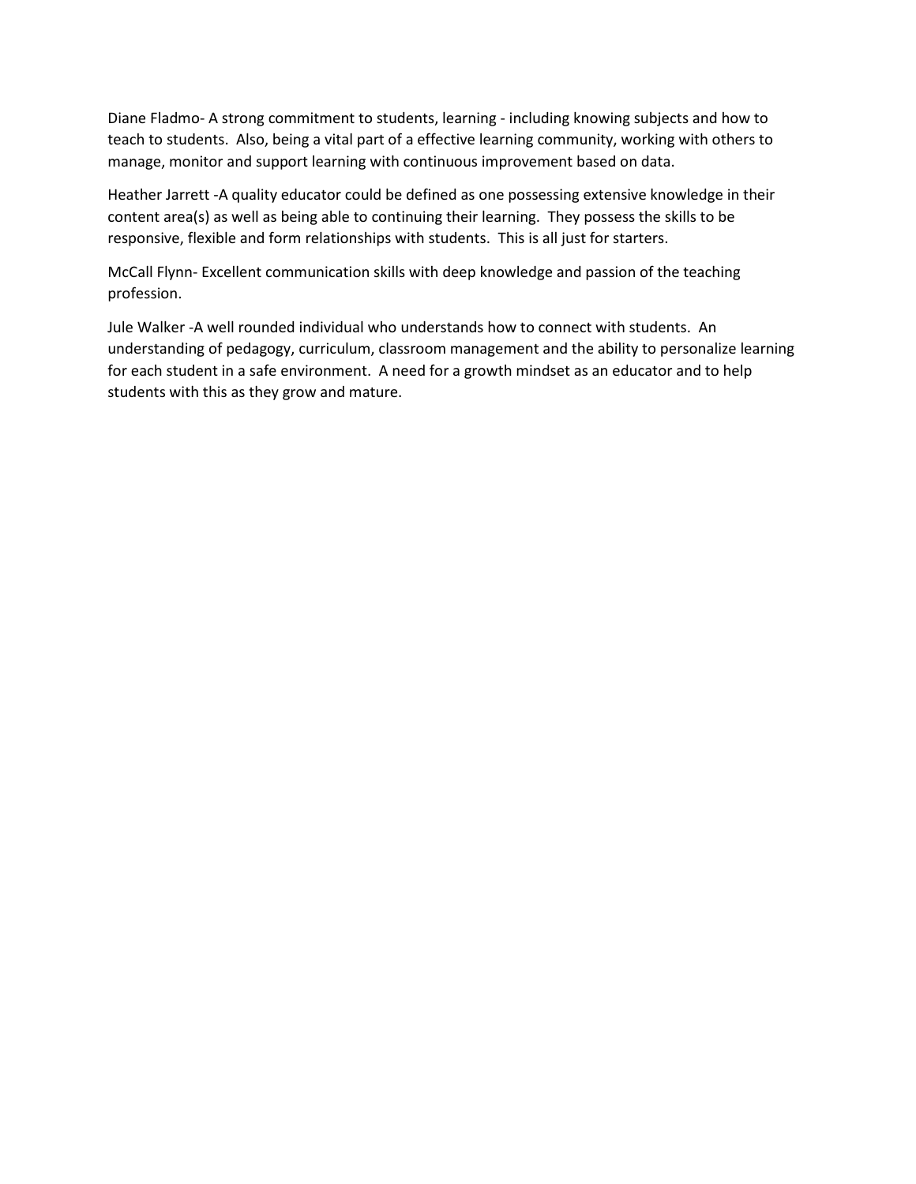Diane Fladmo- A strong commitment to students, learning - including knowing subjects and how to teach to students. Also, being a vital part of a effective learning community, working with others to manage, monitor and support learning with continuous improvement based on data.

Heather Jarrett -A quality educator could be defined as one possessing extensive knowledge in their content area(s) as well as being able to continuing their learning. They possess the skills to be responsive, flexible and form relationships with students. This is all just for starters.

McCall Flynn- Excellent communication skills with deep knowledge and passion of the teaching profession.

Jule Walker -A well rounded individual who understands how to connect with students. An understanding of pedagogy, curriculum, classroom management and the ability to personalize learning for each student in a safe environment. A need for a growth mindset as an educator and to help students with this as they grow and mature.